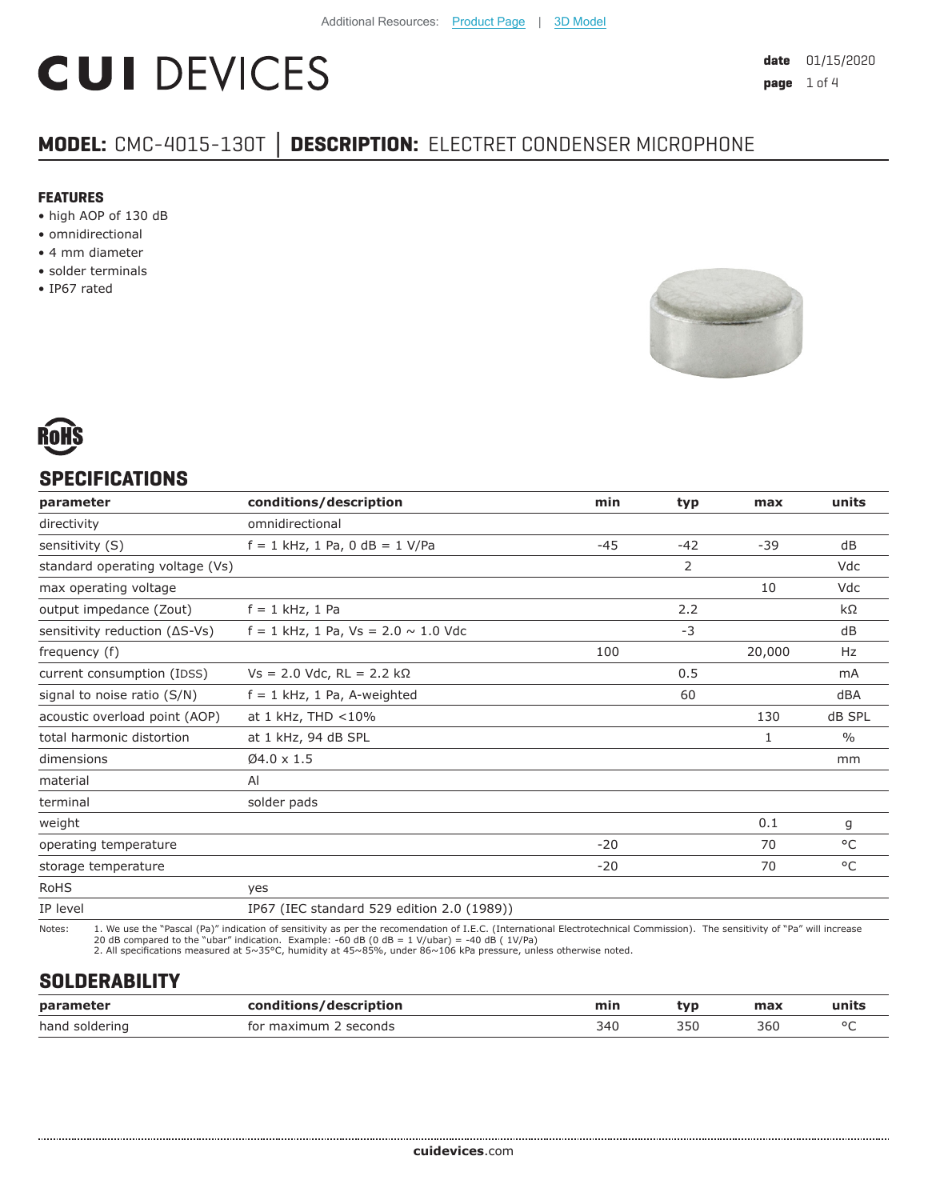Additional Resources: Product Page | 3D Model

# CUI DEVICES

**date** 01/15/2020

## MODEL: CMC-4015-130T | DESCRIPTION: ELECTRET CONDENSER MICROPHONE

### FEATURES

- high AOP of 130 dB
- omnidirectional
- 4 mm diameter
- solder terminals
- IP67 rated

RoHS

## SPECIFICATIONS

| parameter | conditions/description | min | typ | max | units |
|---|---|---|---|---|---|
| directivity | omnidirectional | | | | |
| sensitivity (S) | f = 1 kHz, 1 Pa, 0 dB = 1 V/Pa | -45 | -42 | -39 | dB |
| standard operating voltage (Vs) | | | 2 | | Vdc |
| max operating voltage | | | | 10 | Vdc |
| output impedance (Zout) | f = 1 kHz, 1 Pa | | 2.2 | | kΩ |
| sensitivity reduction (ΔS-Vs) | f = 1 kHz, 1 Pa, Vs = 2.0 ~ 1.0 Vdc | | -3 | | dB |
| frequency (f) | | 100 | | 20,000 | Hz |
| current consumption (IDSS) | Vs = 2.0 Vdc, RL = 2.2 kΩ | | 0.5 | | mA |
| signal to noise ratio (S/N) | f = 1 kHz, 1 Pa, A-weighted | | 60 | | dBA |
| acoustic overload point (AOP) | at 1 kHz, THD <10% | | | 130 | dB SPL |
| total harmonic distortion | at 1 kHz, 94 dB SPL | | | 1 | % |
| dimensions | Ø4.0 x 1.5 | | | | mm |
| material | Al | | | | |
| terminal | solder pads | | | | |
| weight | | | | 0.1 | g |
| operating temperature | | -20 | | 70 | °C |
| storage temperature | | -20 | | 70 | °C |
| RoHS | yes | | | | |
| IP level | IP67 (IEC standard 529 edition 2.0 (1989)) | | | | |

Notes:
1. We use the "Pascal (Pa)" indication of sensitivity as per the recomendation of I.E.C. (International Electrotechnical Commission). The sensitivity of "Pa" will increase 20 dB compared to the "ubar" indication. Example: -60 dB (0 dB = 1 V/ubar) = -40 dB ( 1V/Pa)
2. All specifications measured at 5~35°C, humidity at 45~85%, under 86~106 kPa pressure, unless otherwise noted.

## SOLDERABILITY

| parameter | conditions/description | min | typ | max | units |
|---|---|---|---|---|---|
| hand soldering | for maximum 2 seconds | 340 | 350 | 360 | °C |

**cuidevices**.com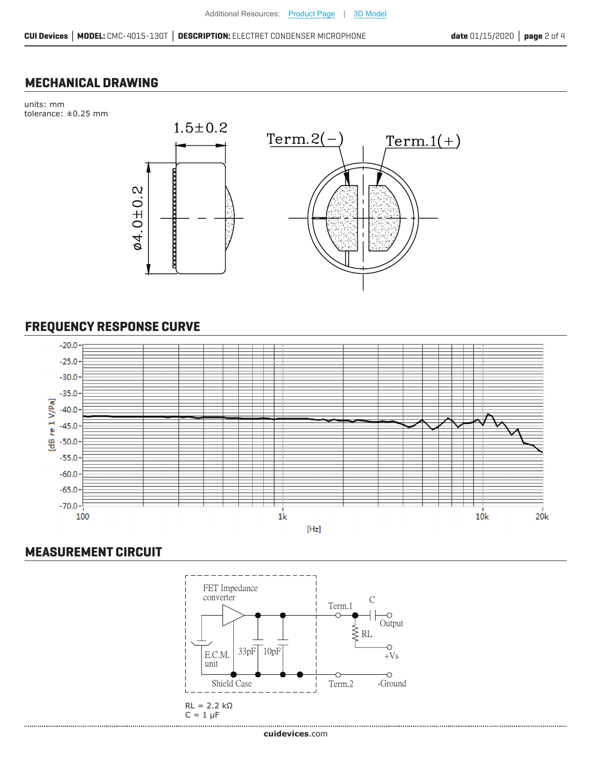## MECHANICAL DRAWING

units: mm
tolerance: ±0.25 mm

1.5±0.2

ø4.0±0.2

Term.2(−)

Term.1(+)

## FREQUENCY RESPONSE CURVE

[dB re 1 V/Pa]

[Hz]

## MEASUREMENT CIRCUIT

FET Impedance converter

E.C.M. unit

33pF

10pF

Shield Case

Term.1

Term.2

C

Output

RL

+Vs

-Ground

RL = 2.2 kΩ
C = 1 μF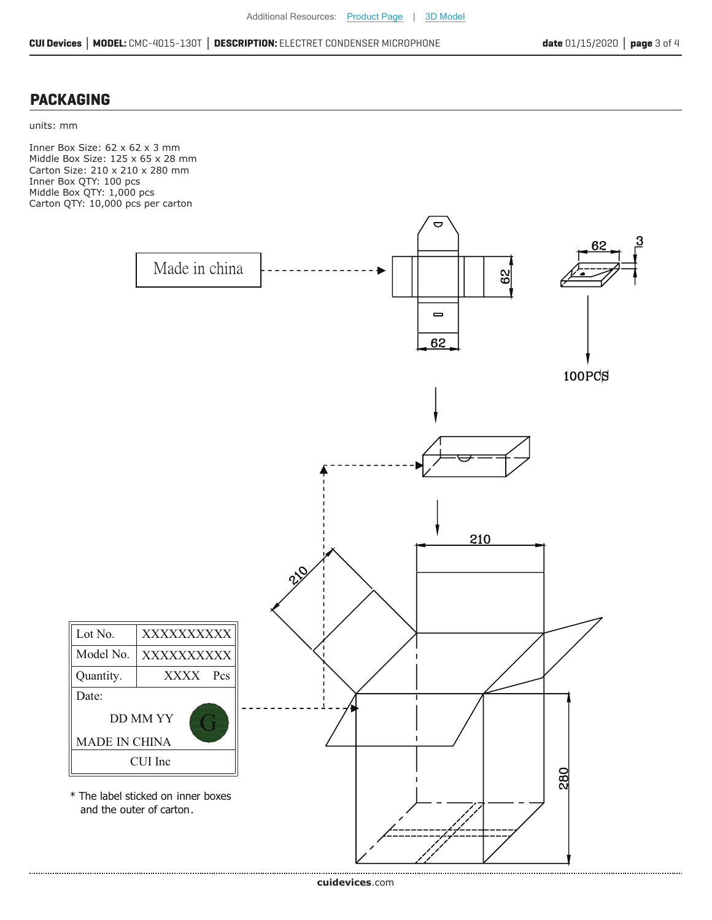## PACKAGING

units: mm

Inner Box Size: 62 x 62 x 3 mm
Middle Box Size: 125 x 65 x 28 mm
Carton Size: 210 x 210 x 280 mm
Inner Box QTY: 100 pcs
Middle Box QTY: 1,000 pcs
Carton QTY: 10,000 pcs per carton

Made in china

100PCS

| Lot No. | XXXXXXXXXX |
|---|---|
| Model No. | XXXXXXXXXX |
| Quantity. | XXXX Pcs |
| Date: DD MM YY MADE IN CHINA | G |
| CUI Inc | |

* The label sticked on inner boxes and the outer of carton.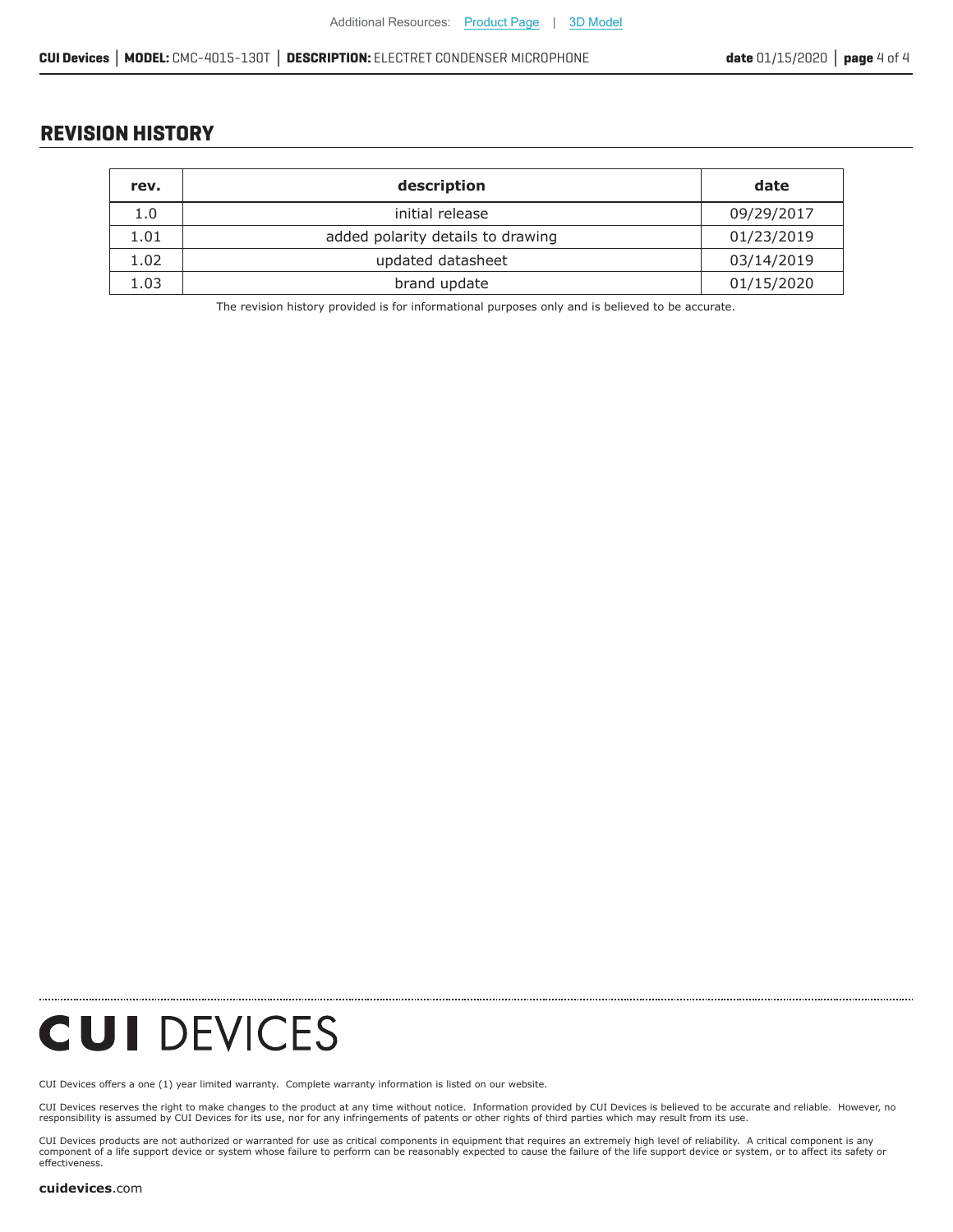## REVISION HISTORY

| rev. | description | date |
| --- | --- | --- |
| 1.0 | initial release | 09/29/2017 |
| 1.01 | added polarity details to drawing | 01/23/2019 |
| 1.02 | updated datasheet | 03/14/2019 |
| 1.03 | brand update | 01/15/2020 |

The revision history provided is for informational purposes only and is believed to be accurate.

**CUI DEVICES**

CUI Devices offers a one (1) year limited warranty. Complete warranty information is listed on our website.

CUI Devices reserves the right to make changes to the product at any time without notice. Information provided by CUI Devices is believed to be accurate and reliable. However, no responsibility is assumed by CUI Devices for its use, nor for any infringements of patents or other rights of third parties which may result from its use.

CUI Devices products are not authorized or warranted for use as critical components in equipment that requires an extremely high level of reliability. A critical component is any component of a life support device or system whose failure to perform can be reasonably expected to cause the failure of the life support device or system, or to affect its safety or effectiveness.

**cuidevices**.com